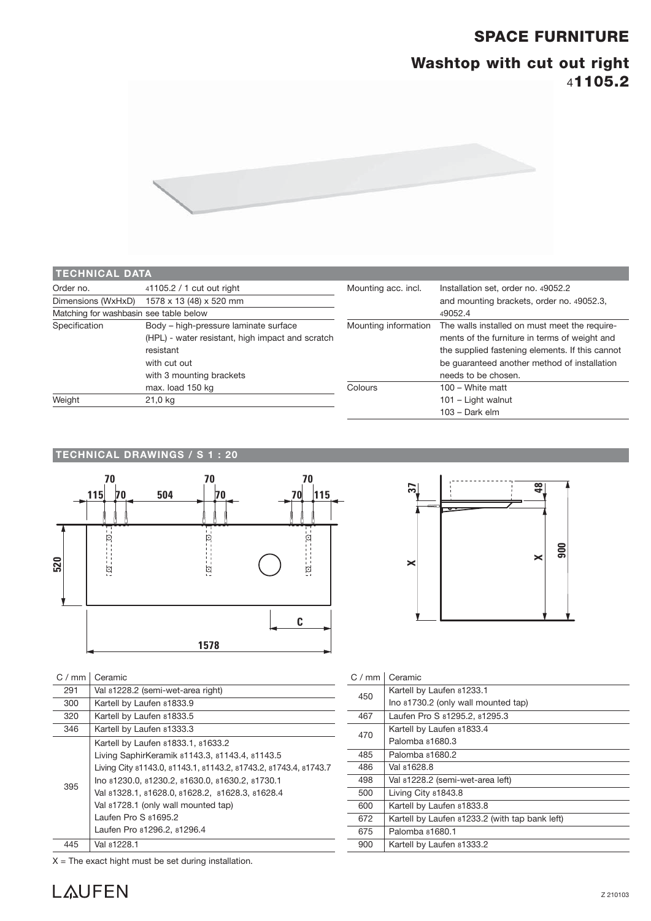# SPACE FURNITURE

## Washtop with cut out right

4**1105.2**

### TECHNICAL DATA

| | |
|---|---|
| Order no. | 41105.2 / 1 cut out right |
| Dimensions (WxHxD) | 1578 x 13 (48) x 520 mm |
| Matching for washbasin | see table below |
| Specification | Body – high-pressure laminate surface (HPL) - water resistant, high impact and scratch resistant<br>with cut out<br>with 3 mounting brackets<br>max. load 150 kg |
| Weight | 21,0 kg |
| Mounting acc. incl. | Installation set, order no. 49052.2 and mounting brackets, order no. 49052.3, 49052.4 |
| Mounting information | The walls installed on must meet the requirements of the furniture in terms of weight and the supplied fastening elements. If this cannot be guaranteed another method of installation needs to be chosen. |
| Colours | 100 – White matt<br>101 – Light walnut<br>103 – Dark elm |

### TECHNICAL DRAWINGS / S 1 : 20

70 | 70 | 70
115 | 70 | 504 | 70 | 70 | 115
520
C
1578
37 | 48
X | X | 900

| C / mm | Ceramic |
|---|---|
| 291 | Val 81228.2 (semi-wet-area right) |
| 300 | Kartell by Laufen 81833.9 |
| 320 | Kartell by Laufen 81833.5 |
| 346 | Kartell by Laufen 81333.3 |
| 395 | Kartell by Laufen 81833.1, 81633.2<br>Living SaphirKeramik 81143.3, 81143.4, 81143.5<br>Living City 81143.0, 81143.1, 81143.2, 81743.2, 81743.4, 81743.7<br>Ino 81230.0, 81230.2, 81630.0, 81630.2, 81730.1<br>Val 81328.1, 81628.0, 81628.2, 81628.3, 81628.4<br>Val 81728.1 (only wall mounted tap)<br>Laufen Pro S 81695.2<br>Laufen Pro 81296.2, 81296.4 |
| 445 | Val 81228.1 |
| 450 | Kartell by Laufen 81233.1<br>Ino 81730.2 (only wall mounted tap) |
| 467 | Laufen Pro S 81295.2, 81295.3 |
| 470 | Kartell by Laufen 81833.4<br>Palomba 81680.3 |
| 485 | Palomba 81680.2 |
| 486 | Val 81628.8 |
| 498 | Val 81228.2 (semi-wet-area left) |
| 500 | Living City 81843.8 |
| 600 | Kartell by Laufen 81833.8 |
| 672 | Kartell by Laufen 81233.2 (with tap bank left) |
| 675 | Palomba 81680.1 |
| 900 | Kartell by Laufen 81333.2 |

X = The exact hight must be set during installation.

LAUFEN

Z 210103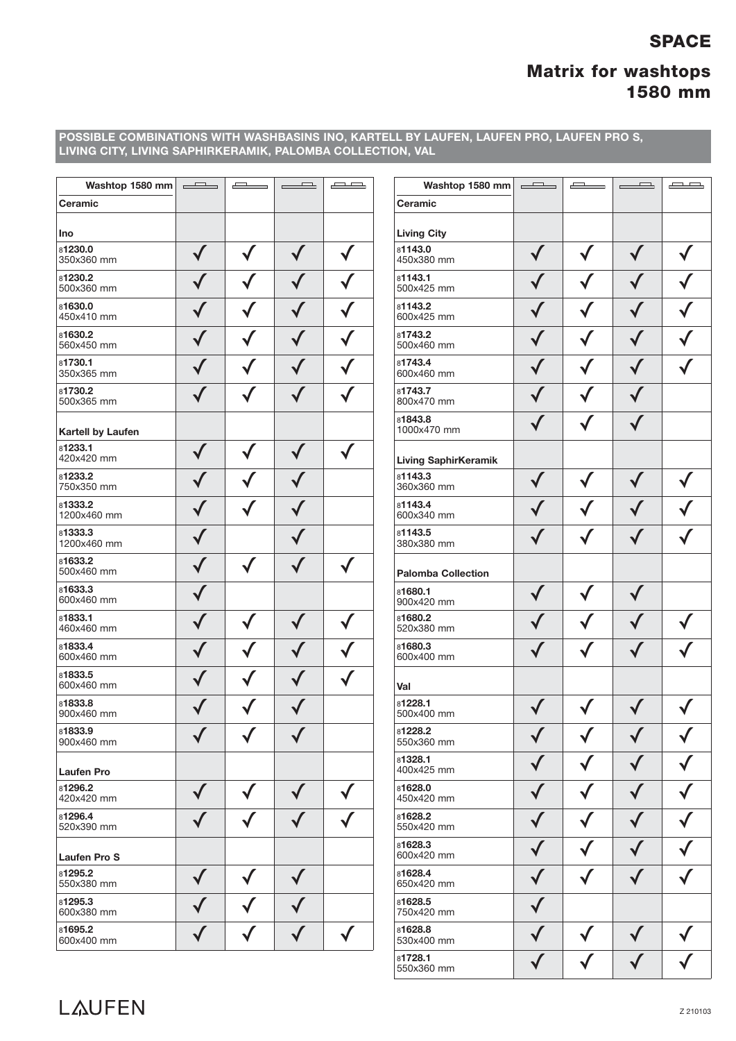# SPACE

## Matrix for washtops 1580 mm

**POSSIBLE COMBINATIONS WITH WASHBASINS INO, KARTELL BY LAUFEN, LAUFEN PRO, LAUFEN PRO S, LIVING CITY, LIVING SAPHIRKERAMIK, PALOMBA COLLECTION, VAL**

| Washtop 1580 mm | | | | |
|---|---|---|---|---|
| **Ceramic** | | | | |
| **Ino** | | | | |
| 8**1230.0** 350x360 mm | ✓ | ✓ | ✓ | ✓ |
| 8**1230.2** 500x360 mm | ✓ | ✓ | ✓ | ✓ |
| 8**1630.0** 450x410 mm | ✓ | ✓ | ✓ | ✓ |
| 8**1630.2** 560x450 mm | ✓ | ✓ | ✓ | ✓ |
| 8**1730.1** 350x365 mm | ✓ | ✓ | ✓ | ✓ |
| 8**1730.2** 500x365 mm | ✓ | ✓ | ✓ | ✓ |
| **Kartell by Laufen** | | | | |
| 8**1233.1** 420x420 mm | ✓ | ✓ | ✓ | ✓ |
| 8**1233.2** 750x350 mm | ✓ | ✓ | ✓ | |
| 8**1333.2** 1200x460 mm | ✓ | ✓ | ✓ | |
| 8**1333.3** 1200x460 mm | ✓ | | ✓ | |
| 8**1633.2** 500x460 mm | ✓ | ✓ | ✓ | ✓ |
| 8**1633.3** 600x460 mm | ✓ | | | |
| 8**1833.1** 460x460 mm | ✓ | ✓ | ✓ | ✓ |
| 8**1833.4** 600x460 mm | ✓ | ✓ | ✓ | ✓ |
| 8**1833.5** 600x460 mm | ✓ | ✓ | ✓ | ✓ |
| 8**1833.8** 900x460 mm | ✓ | ✓ | ✓ | |
| 8**1833.9** 900x460 mm | ✓ | ✓ | ✓ | |
| **Laufen Pro** | | | | |
| 8**1296.2** 420x420 mm | ✓ | ✓ | ✓ | ✓ |
| 8**1296.4** 520x390 mm | ✓ | ✓ | ✓ | ✓ |
| **Laufen Pro S** | | | | |
| 8**1295.2** 550x380 mm | ✓ | ✓ | ✓ | |
| 8**1295.3** 600x380 mm | ✓ | ✓ | ✓ | |
| 8**1695.2** 600x400 mm | ✓ | ✓ | ✓ | ✓ |

| Washtop 1580 mm | | | | |
|---|---|---|---|---|
| **Ceramic** | | | | |
| **Living City** | | | | |
| 8**1143.0** 450x380 mm | ✓ | ✓ | ✓ | ✓ |
| 8**1143.1** 500x425 mm | ✓ | ✓ | ✓ | ✓ |
| 8**1143.2** 600x425 mm | ✓ | ✓ | ✓ | ✓ |
| 8**1743.2** 500x460 mm | ✓ | ✓ | ✓ | ✓ |
| 8**1743.4** 600x460 mm | ✓ | ✓ | ✓ | ✓ |
| 8**1743.7** 800x470 mm | ✓ | ✓ | ✓ | |
| 8**1843.8** 1000x470 mm | ✓ | ✓ | ✓ | |
| **Living SaphirKeramik** | | | | |
| 8**1143.3** 360x360 mm | ✓ | ✓ | ✓ | ✓ |
| 8**1143.4** 600x340 mm | ✓ | ✓ | ✓ | ✓ |
| 8**1143.5** 380x380 mm | ✓ | ✓ | ✓ | ✓ |
| **Palomba Collection** | | | | |
| 8**1680.1** 900x420 mm | ✓ | ✓ | ✓ | |
| 8**1680.2** 520x380 mm | ✓ | ✓ | ✓ | ✓ |
| 8**1680.3** 600x400 mm | ✓ | ✓ | ✓ | ✓ |
| **Val** | | | | |
| 8**1228.1** 500x400 mm | ✓ | ✓ | ✓ | ✓ |
| 8**1228.2** 550x360 mm | ✓ | ✓ | ✓ | ✓ |
| 8**1328.1** 400x425 mm | ✓ | ✓ | ✓ | ✓ |
| 8**1628.0** 450x420 mm | ✓ | ✓ | ✓ | ✓ |
| 8**1628.2** 550x420 mm | ✓ | ✓ | ✓ | ✓ |
| 8**1628.3** 600x420 mm | ✓ | ✓ | ✓ | ✓ |
| 8**1628.4** 650x420 mm | ✓ | ✓ | ✓ | ✓ |
| 8**1628.5** 750x420 mm | ✓ | | | |
| 8**1628.8** 530x400 mm | ✓ | ✓ | ✓ | ✓ |
| 8**1728.1** 550x360 mm | ✓ | ✓ | ✓ | ✓ |

LAUFEN

Z 210103